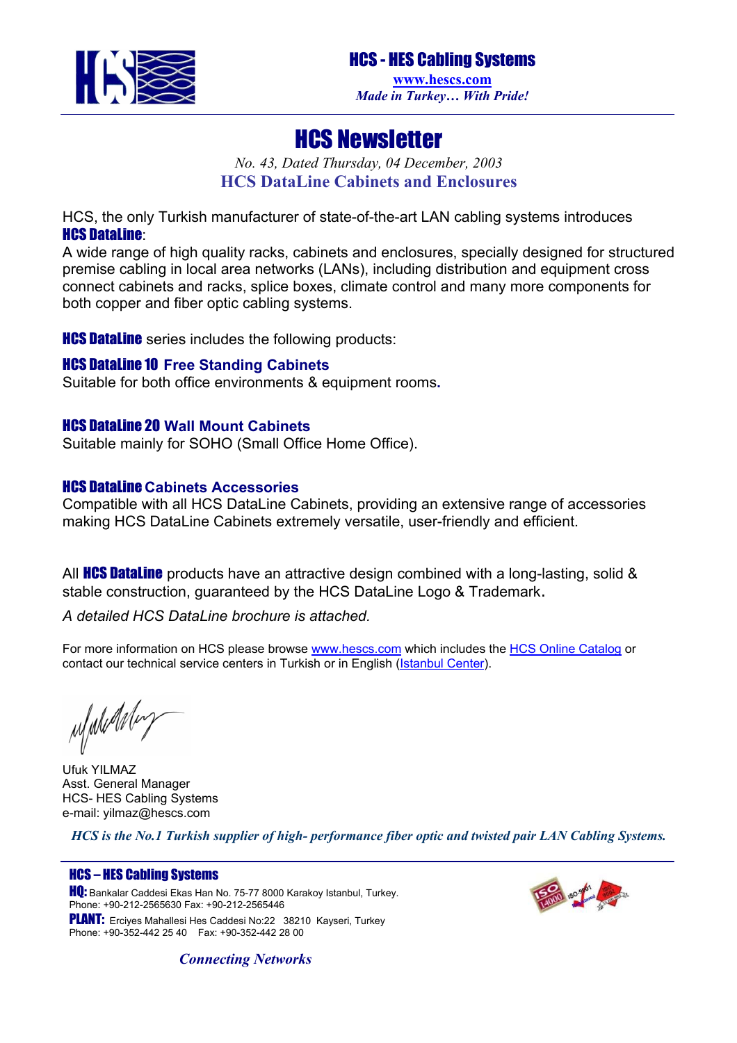# HCS - HES Cabling Systems

www.hescs.com

*Made in Turkey… With Pride!*

# HCS Newsletter

*No. 43, Dated Thursday, 04 December, 2003*

## HCS DataLine Cabinets and Enclosures

HCS, the only Turkish manufacturer of state-of-the-art LAN cabling systems introduces **HCS DataLine**:

A wide range of high quality racks, cabinets and enclosures, specially designed for structured premise cabling in local area networks (LANs), including distribution and equipment cross connect cabinets and racks, splice boxes, climate control and many more components for both copper and fiber optic cabling systems.

**HCS DataLine** series includes the following products:

### HCS DataLine 10 Free Standing Cabinets

Suitable for both office environments & equipment rooms**.**

### HCS DataLine 20 Wall Mount Cabinets

Suitable mainly for SOHO (Small Office Home Office).

### HCS DataLine Cabinets Accessories

Compatible with all HCS DataLine Cabinets, providing an extensive range of accessories making HCS DataLine Cabinets extremely versatile, user-friendly and efficient.

All **HCS DataLine** products have an attractive design combined with a long-lasting, solid & stable construction, guaranteed by the HCS DataLine Logo & Trademark**.**

*A detailed HCS DataLine brochure is attached.*

For more information on HCS please browse www.hescs.com which includes the HCS Online Catalog or contact our technical service centers in Turkish or in English (Istanbul Center).

Ufuk YILMAZ
Asst. General Manager
HCS- HES Cabling Systems
e-mail: yilmaz@hescs.com

*HCS is the No.1 Turkish supplier of high- performance fiber optic and twisted pair LAN Cabling Systems.*

**HCS – HES Cabling Systems**

**HQ:** Bankalar Caddesi Ekas Han No. 75-77 8000 Karakoy Istanbul, Turkey.
Phone: +90-212-2565630 Fax: +90-212-2565446

**PLANT:** Erciyes Mahallesi Hes Caddesi No:22 38210 Kayseri, Turkey
Phone: +90-352-442 25 40 Fax: +90-352-442 28 00

*Connecting Networks*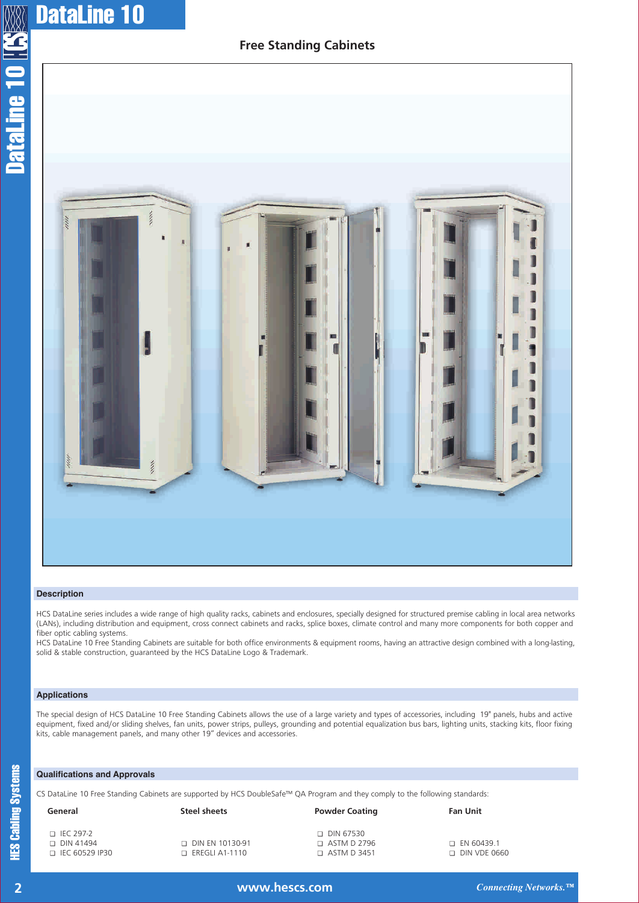# DataLine 10

## Free Standing Cabinets

### Description

HCS DataLine series includes a wide range of high quality racks, cabinets and enclosures, specially designed for structured premise cabling in local area networks (LANs), including distribution and equipment, cross connect cabinets and racks, splice boxes, climate control and many more components for both copper and fiber optic cabling systems.
HCS DataLine 10 Free Standing Cabinets are suitable for both office environments & equipment rooms, having an attractive design combined with a long-lasting, solid & stable construction, guaranteed by the HCS DataLine Logo & Trademark.

### Applications

The special design of HCS DataLine 10 Free Standing Cabinets allows the use of a large variety and types of accessories, including 19" panels, hubs and active equipment, fixed and/or sliding shelves, fan units, power strips, pulleys, grounding and potential equalization bus bars, lighting units, stacking kits, floor fixing kits, cable management panels, and many other 19" devices and accessories.

### Qualifications and Approvals

CS DataLine 10 Free Standing Cabinets are supported by HCS DoubleSafe™ QA Program and they comply to the following standards:

**General**

- ❑ IEC 297-2
- ❑ DIN 41494
- ❑ IEC 60529 IP30

**Steel sheets**

- ❑ DIN EN 10130-91
- ❑ EREGLI A1-1110

**Powder Coating**

- ❑ DIN 67530
- ❑ ASTM D 2796
- ❑ ASTM D 3451

**Fan Unit**

- ❑ EN 60439.1
- ❑ DIN VDE 0660

www.hescs.com

*Connecting Networks.™*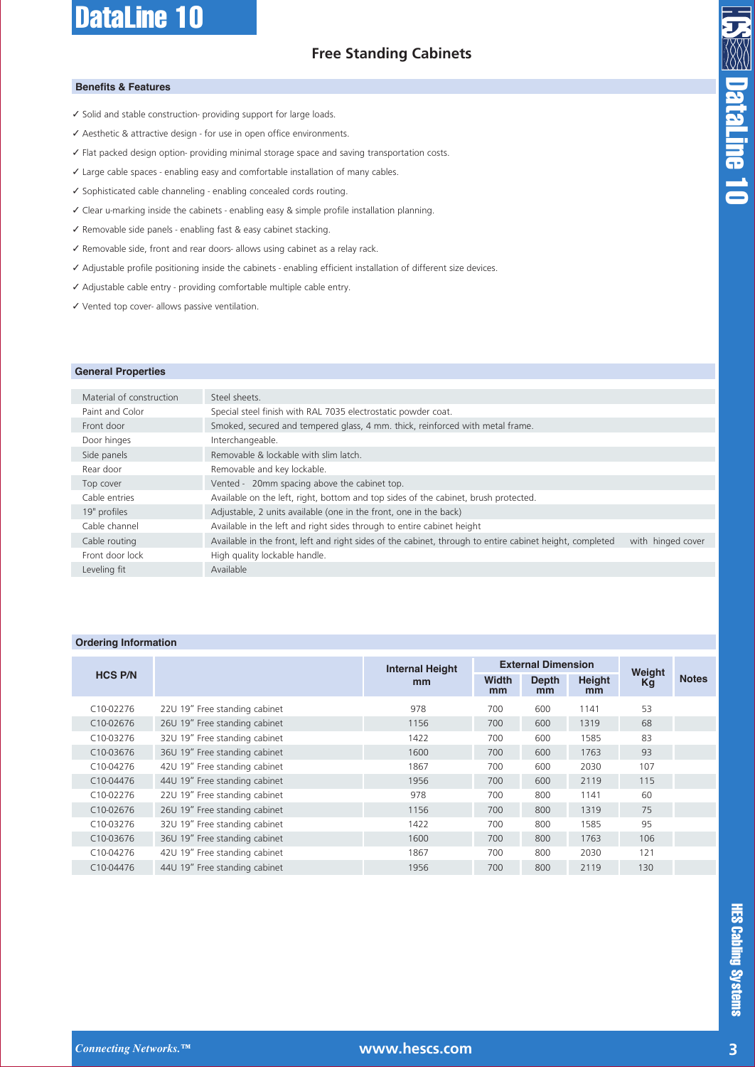# DataLine 10

## Free Standing Cabinets

### Benefits & Features

- ✓ Solid and stable construction- providing support for large loads.
- ✓ Aesthetic & attractive design - for use in open office environments.
- ✓ Flat packed design option- providing minimal storage space and saving transportation costs.
- ✓ Large cable spaces - enabling easy and comfortable installation of many cables.
- ✓ Sophisticated cable channeling - enabling concealed cords routing.
- ✓ Clear u-marking inside the cabinets - enabling easy & simple profile installation planning.
- ✓ Removable side panels - enabling fast & easy cabinet stacking.
- ✓ Removable side, front and rear doors- allows using cabinet as a relay rack.
- ✓ Adjustable profile positioning inside the cabinets - enabling efficient installation of different size devices.
- ✓ Adjustable cable entry - providing comfortable multiple cable entry.
- ✓ Vented top cover- allows passive ventilation.

### General Properties

| | |
|---|---|
| Material of construction | Steel sheets. |
| Paint and Color | Special steel finish with RAL 7035 electrostatic powder coat. |
| Front door | Smoked, secured and tempered glass, 4 mm. thick, reinforced with metal frame. |
| Door hinges | Interchangeable. |
| Side panels | Removable & lockable with slim latch. |
| Rear door | Removable and key lockable. |
| Top cover | Vented - 20mm spacing above the cabinet top. |
| Cable entries | Available on the left, right, bottom and top sides of the cabinet, brush protected. |
| 19" profiles | Adjustable, 2 units available (one in the front, one in the back) |
| Cable channel | Available in the left and right sides through to entire cabinet height |
| Cable routing | Available in the front, left and right sides of the cabinet, through to entire cabinet height, completed with hinged cover |
| Front door lock | High quality lockable handle. |
| Leveling fit | Available |

### Ordering Information

| HCS P/N | | Internal Height mm | External Dimension | | | Weight Kg | Notes |
|---|---|---|---|---|---|---|---|
| | | | Width mm | Depth mm | Height mm | | |
| C10-02276 | 22U 19" Free standing cabinet | 978 | 700 | 600 | 1141 | 53 | |
| C10-02676 | 26U 19" Free standing cabinet | 1156 | 700 | 600 | 1319 | 68 | |
| C10-03276 | 32U 19" Free standing cabinet | 1422 | 700 | 600 | 1585 | 83 | |
| C10-03676 | 36U 19" Free standing cabinet | 1600 | 700 | 600 | 1763 | 93 | |
| C10-04276 | 42U 19" Free standing cabinet | 1867 | 700 | 600 | 2030 | 107 | |
| C10-04476 | 44U 19" Free standing cabinet | 1956 | 700 | 600 | 2119 | 115 | |
| C10-02276 | 22U 19" Free standing cabinet | 978 | 700 | 800 | 1141 | 60 | |
| C10-02676 | 26U 19" Free standing cabinet | 1156 | 700 | 800 | 1319 | 75 | |
| C10-03276 | 32U 19" Free standing cabinet | 1422 | 700 | 800 | 1585 | 95 | |
| C10-03676 | 36U 19" Free standing cabinet | 1600 | 700 | 800 | 1763 | 106 | |
| C10-04276 | 42U 19" Free standing cabinet | 1867 | 700 | 800 | 2030 | 121 | |
| C10-04476 | 44U 19" Free standing cabinet | 1956 | 700 | 800 | 2119 | 130 | |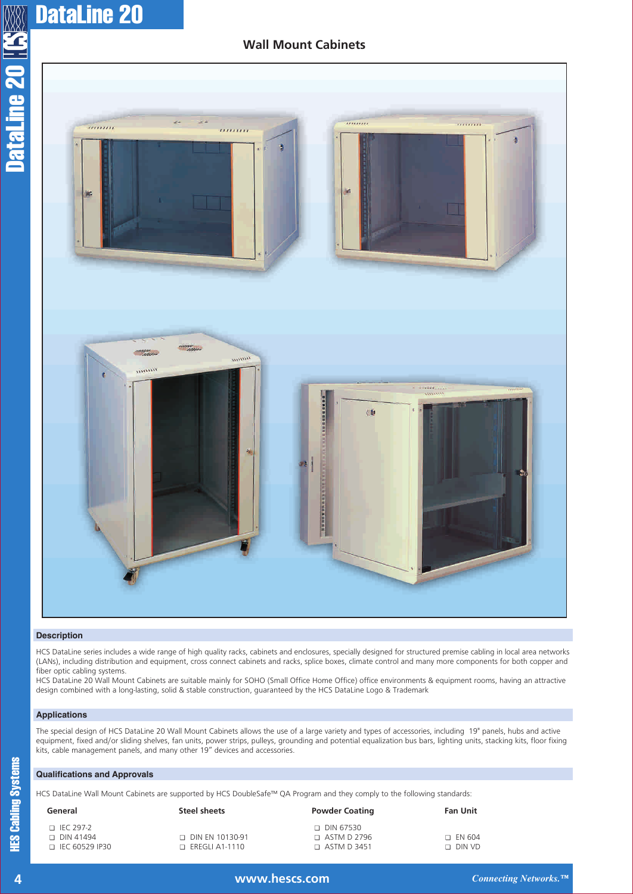# DataLine 20

## Wall Mount Cabinets

### Description

HCS DataLine series includes a wide range of high quality racks, cabinets and enclosures, specially designed for structured premise cabling in local area networks (LANs), including distribution and equipment, cross connect cabinets and racks, splice boxes, climate control and many more components for both copper and fiber optic cabling systems.

HCS DataLine 20 Wall Mount Cabinets are suitable mainly for SOHO (Small Office Home Office) office environments & equipment rooms, having an attractive design combined with a long-lasting, solid & stable construction, guaranteed by the HCS DataLine Logo & Trademark

### Applications

The special design of HCS DataLine 20 Wall Mount Cabinets allows the use of a large variety and types of accessories, including 19" panels, hubs and active equipment, fixed and/or sliding shelves, fan units, power strips, pulleys, grounding and potential equalization bus bars, lighting units, stacking kits, floor fixing kits, cable management panels, and many other 19" devices and accessories.

### Qualifications and Approvals

HCS DataLine Wall Mount Cabinets are supported by HCS DoubleSafe™ QA Program and they comply to the following standards:

**General**

- ❑ IEC 297-2
- ❑ DIN 41494
- ❑ IEC 60529 IP30

**Steel sheets**

- ❑ DIN EN 10130-91
- ❑ EREGLI A1-1110

**Powder Coating**

- ❑ DIN 67530
- ❑ ASTM D 2796
- ❑ ASTM D 3451

**Fan Unit**

- ❑ EN 604
- ❑ DIN VD

www.hescs.com

*Connecting Networks.™*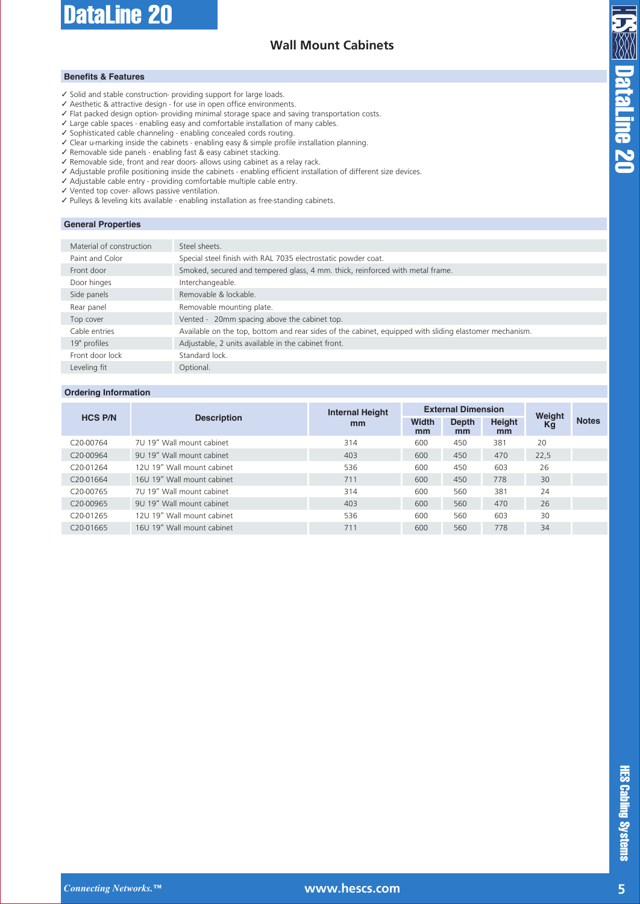# DataLine 20

## Wall Mount Cabinets

### Benefits & Features

- ✓ Solid and stable construction- providing support for large loads.
- ✓ Aesthetic & attractive design - for use in open office environments.
- ✓ Flat packed design option- providing minimal storage space and saving transportation costs.
- ✓ Large cable spaces - enabling easy and comfortable installation of many cables.
- ✓ Sophisticated cable channeling - enabling concealed cords routing.
- ✓ Clear u-marking inside the cabinets - enabling easy & simple profile installation planning.
- ✓ Removable side panels - enabling fast & easy cabinet stacking.
- ✓ Removable side, front and rear doors- allows using cabinet as a relay rack.
- ✓ Adjustable profile positioning inside the cabinets - enabling efficient installation of different size devices.
- ✓ Adjustable cable entry - providing comfortable multiple cable entry.
- ✓ Vented top cover- allows passive ventilation.
- ✓ Pulleys & leveling kits available - enabling installation as free-standing cabinets.

### General Properties

| | |
|---|---|
| Material of construction | Steel sheets. |
| Paint and Color | Special steel finish with RAL 7035 electrostatic powder coat. |
| Front door | Smoked, secured and tempered glass, 4 mm. thick, reinforced with metal frame. |
| Door hinges | Interchangeable. |
| Side panels | Removable & lockable. |
| Rear panel | Removable mounting plate. |
| Top cover | Vented - 20mm spacing above the cabinet top. |
| Cable entries | Available on the top, bottom and rear sides of the cabinet, equipped with sliding elastomer mechanism. |
| 19" profiles | Adjustable, 2 units available in the cabinet front. |
| Front door lock | Standard lock. |
| Leveling fit | Optional. |

### Ordering Information

| HCS P/N | Description | Internal Height mm | External Dimension | | | Weight Kg | Notes |
|---|---|---|---|---|---|---|---|
| | | | Width mm | Depth mm | Height mm | | |
| C20-00764 | 7U 19" Wall mount cabinet | 314 | 600 | 450 | 381 | 20 | |
| C20-00964 | 9U 19" Wall mount cabinet | 403 | 600 | 450 | 470 | 22,5 | |
| C20-01264 | 12U 19" Wall mount cabinet | 536 | 600 | 450 | 603 | 26 | |
| C20-01664 | 16U 19" Wall mount cabinet | 711 | 600 | 450 | 778 | 30 | |
| C20-00765 | 7U 19" Wall mount cabinet | 314 | 600 | 560 | 381 | 24 | |
| C20-00965 | 9U 19" Wall mount cabinet | 403 | 600 | 560 | 470 | 26 | |
| C20-01265 | 12U 19" Wall mount cabinet | 536 | 600 | 560 | 603 | 30 | |
| C20-01665 | 16U 19" Wall mount cabinet | 711 | 600 | 560 | 778 | 34 | |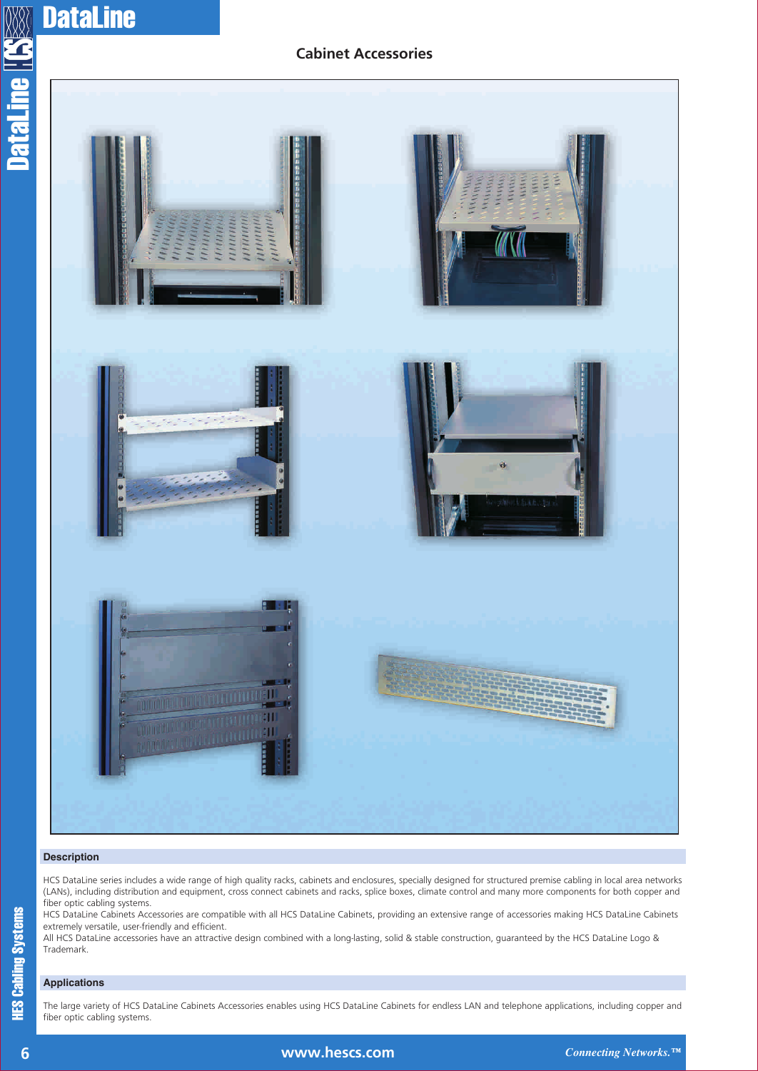## Cabinet Accessories

### Description

HCS DataLine series includes a wide range of high quality racks, cabinets and enclosures, specially designed for structured premise cabling in local area networks (LANs), including distribution and equipment, cross connect cabinets and racks, splice boxes, climate control and many more components for both copper and fiber optic cabling systems.

HCS DataLine Cabinets Accessories are compatible with all HCS DataLine Cabinets, providing an extensive range of accessories making HCS DataLine Cabinets extremely versatile, user-friendly and efficient.

All HCS DataLine accessories have an attractive design combined with a long-lasting, solid & stable construction, guaranteed by the HCS DataLine Logo & Trademark.

### Applications

The large variety of HCS DataLine Cabinets Accessories enables using HCS DataLine Cabinets for endless LAN and telephone applications, including copper and fiber optic cabling systems.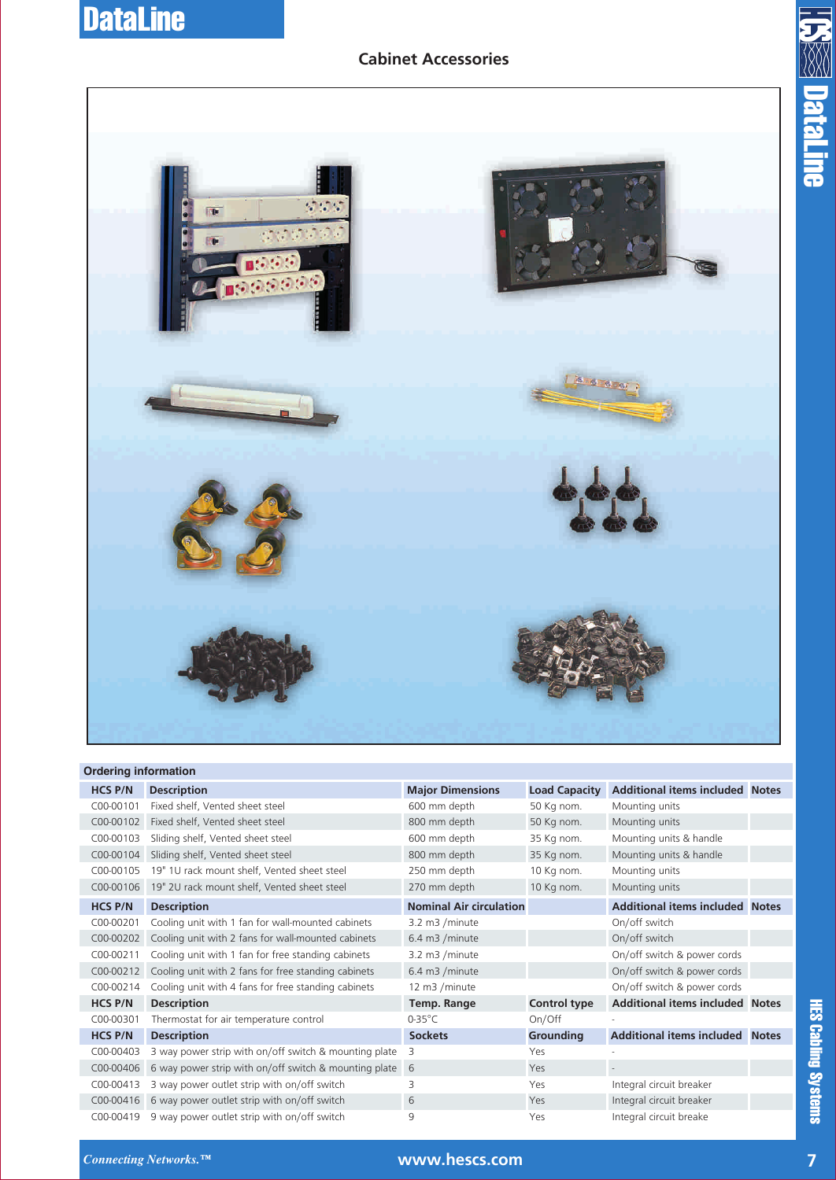# DataLine

## Cabinet Accessories

**Ordering information**

| HCS P/N | Description | Major Dimensions | Load Capacity | Additional items included | Notes |
|---|---|---|---|---|---|
| C00-00101 | Fixed shelf, Vented sheet steel | 600 mm depth | 50 Kg nom. | Mounting units | |
| C00-00102 | Fixed shelf, Vented sheet steel | 800 mm depth | 50 Kg nom. | Mounting units | |
| C00-00103 | Sliding shelf, Vented sheet steel | 600 mm depth | 35 Kg nom. | Mounting units & handle | |
| C00-00104 | Sliding shelf, Vented sheet steel | 800 mm depth | 35 Kg nom. | Mounting units & handle | |
| C00-00105 | 19" 1U rack mount shelf, Vented sheet steel | 250 mm depth | 10 Kg nom. | Mounting units | |
| C00-00106 | 19" 2U rack mount shelf, Vented sheet steel | 270 mm depth | 10 Kg nom. | Mounting units | |
| **HCS P/N** | **Description** | **Nominal Air circulation** | | **Additional items included** | **Notes** |
| C00-00201 | Cooling unit with 1 fan for wall-mounted cabinets | 3.2 m3 /minute | | On/off switch | |
| C00-00202 | Cooling unit with 2 fans for wall-mounted cabinets | 6.4 m3 /minute | | On/off switch | |
| C00-00211 | Cooling unit with 1 fan for free standing cabinets | 3.2 m3 /minute | | On/off switch & power cords | |
| C00-00212 | Cooling unit with 2 fans for free standing cabinets | 6.4 m3 /minute | | On/off switch & power cords | |
| C00-00214 | Cooling unit with 4 fans for free standing cabinets | 12 m3 /minute | | On/off switch & power cords | |
| **HCS P/N** | **Description** | **Temp. Range** | **Control type** | **Additional items included** | **Notes** |
| C00-00301 | Thermostat for air temperature control | 0-35°C | On/Off | - | |
| **HCS P/N** | **Description** | **Sockets** | **Grounding** | **Additional items included** | **Notes** |
| C00-00403 | 3 way power strip with on/off switch & mounting plate | 3 | Yes | - | |
| C00-00406 | 6 way power strip with on/off switch & mounting plate | 6 | Yes | - | |
| C00-00413 | 3 way power outlet strip with on/off switch | 3 | Yes | Integral circuit breaker | |
| C00-00416 | 6 way power outlet strip with on/off switch | 6 | Yes | Integral circuit breaker | |
| C00-00419 | 9 way power outlet strip with on/off switch | 9 | Yes | Integral circuit breake | |

*Connecting Networks.™* www.hescs.com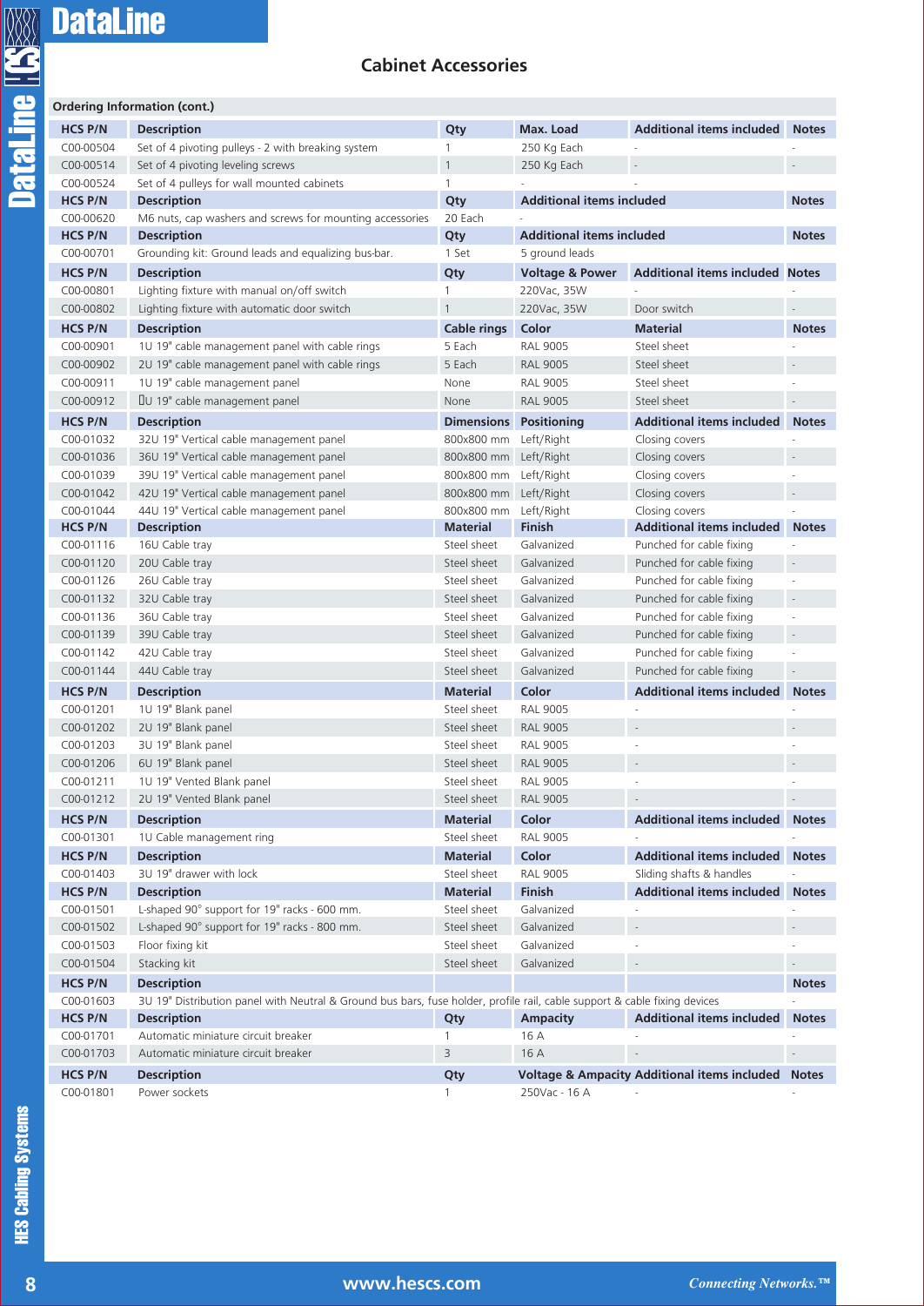## Cabinet Accessories

**Ordering Information (cont.)**

| HCS P/N | Description | Qty | Max. Load | Additional items included | Notes |
|---|---|---|---|---|---|
| C00-00504 | Set of 4 pivoting pulleys - 2 with breaking system | 1 | 250 Kg Each | - | - |
| C00-00514 | Set of 4 pivoting leveling screws | 1 | 250 Kg Each | - | - |
| C00-00524 | Set of 4 pulleys for wall mounted cabinets | 1 | - | - | |
| **HCS P/N** | **Description** | **Qty** | **Additional items included** | | **Notes** |
| C00-00620 | M6 nuts, cap washers and screws for mounting accessories | 20 Each | - | | |
| **HCS P/N** | **Description** | **Qty** | **Additional items included** | | **Notes** |
| C00-00701 | Grounding kit: Ground leads and equalizing bus-bar. | 1 Set | 5 ground leads | | - |
| **HCS P/N** | **Description** | **Qty** | **Voltage & Power** | **Additional items included** | **Notes** |
| C00-00801 | Lighting fixture with manual on/off switch | 1 | 220Vac, 35W | - | - |
| C00-00802 | Lighting fixture with automatic door switch | 1 | 220Vac, 35W | Door switch | - |
| **HCS P/N** | **Description** | **Cable rings** | **Color** | **Material** | **Notes** |
| C00-00901 | 1U 19" cable management panel with cable rings | 5 Each | RAL 9005 | Steel sheet | - |
| C00-00902 | 2U 19" cable management panel with cable rings | 5 Each | RAL 9005 | Steel sheet | - |
| C00-00911 | 1U 19" cable management panel | None | RAL 9005 | Steel sheet | - |
| C00-00912 | 2U 19" cable management panel | None | RAL 9005 | Steel sheet | - |
| **HCS P/N** | **Description** | **Dimensions** | **Positioning** | **Additional items included** | **Notes** |
| C00-01032 | 32U 19" Vertical cable management panel | 800x800 mm | Left/Right | Closing covers | - |
| C00-01036 | 36U 19" Vertical cable management panel | 800x800 mm | Left/Right | Closing covers | - |
| C00-01039 | 39U 19" Vertical cable management panel | 800x800 mm | Left/Right | Closing covers | - |
| C00-01042 | 42U 19" Vertical cable management panel | 800x800 mm | Left/Right | Closing covers | - |
| C00-01044 | 44U 19" Vertical cable management panel | 800x800 mm | Left/Right | Closing covers | - |
| **HCS P/N** | **Description** | **Material** | **Finish** | **Additional items included** | **Notes** |
| C00-01116 | 16U Cable tray | Steel sheet | Galvanized | Punched for cable fixing | - |
| C00-01120 | 20U Cable tray | Steel sheet | Galvanized | Punched for cable fixing | - |
| C00-01126 | 26U Cable tray | Steel sheet | Galvanized | Punched for cable fixing | - |
| C00-01132 | 32U Cable tray | Steel sheet | Galvanized | Punched for cable fixing | - |
| C00-01136 | 36U Cable tray | Steel sheet | Galvanized | Punched for cable fixing | - |
| C00-01139 | 39U Cable tray | Steel sheet | Galvanized | Punched for cable fixing | - |
| C00-01142 | 42U Cable tray | Steel sheet | Galvanized | Punched for cable fixing | - |
| C00-01144 | 44U Cable tray | Steel sheet | Galvanized | Punched for cable fixing | - |
| **HCS P/N** | **Description** | **Material** | **Color** | **Additional items included** | **Notes** |
| C00-01201 | 1U 19" Blank panel | Steel sheet | RAL 9005 | - | - |
| C00-01202 | 2U 19" Blank panel | Steel sheet | RAL 9005 | - | - |
| C00-01203 | 3U 19" Blank panel | Steel sheet | RAL 9005 | - | - |
| C00-01206 | 6U 19" Blank panel | Steel sheet | RAL 9005 | - | - |
| C00-01211 | 1U 19" Vented Blank panel | Steel sheet | RAL 9005 | - | - |
| C00-01212 | 2U 19" Vented Blank panel | Steel sheet | RAL 9005 | - | - |
| **HCS P/N** | **Description** | **Material** | **Color** | **Additional items included** | **Notes** |
| C00-01301 | 1U Cable management ring | Steel sheet | RAL 9005 | - | - |
| **HCS P/N** | **Description** | **Material** | **Color** | **Additional items included** | **Notes** |
| C00-01403 | 3U 19" drawer with lock | Steel sheet | RAL 9005 | Sliding shafts & handles | - |
| **HCS P/N** | **Description** | **Material** | **Finish** | **Additional items included** | **Notes** |
| C00-01501 | L-shaped 90° support for 19" racks - 600 mm. | Steel sheet | Galvanized | - | - |
| C00-01502 | L-shaped 90° support for 19" racks - 800 mm. | Steel sheet | Galvanized | - | - |
| C00-01503 | Floor fixing kit | Steel sheet | Galvanized | - | - |
| C00-01504 | Stacking kit | Steel sheet | Galvanized | - | - |
| **HCS P/N** | **Description** | | | | **Notes** |
| C00-01603 | 3U 19" Distribution panel with Neutral & Ground bus bars, fuse holder, profile rail, cable support & cable fixing devices | | | | - |
| **HCS P/N** | **Description** | **Qty** | **Ampacity** | **Additional items included** | **Notes** |
| C00-01701 | Automatic miniature circuit breaker | 1 | 16 A | - | - |
| C00-01703 | Automatic miniature circuit breaker | 3 | 16 A | - | - |
| **HCS P/N** | **Description** | **Qty** | **Voltage & Ampacity** | **Additional items included** | **Notes** |
| C00-01801 | Power sockets | 1 | 250Vac - 16 A | - | - |

www.hescs.com

*Connecting Networks.™*